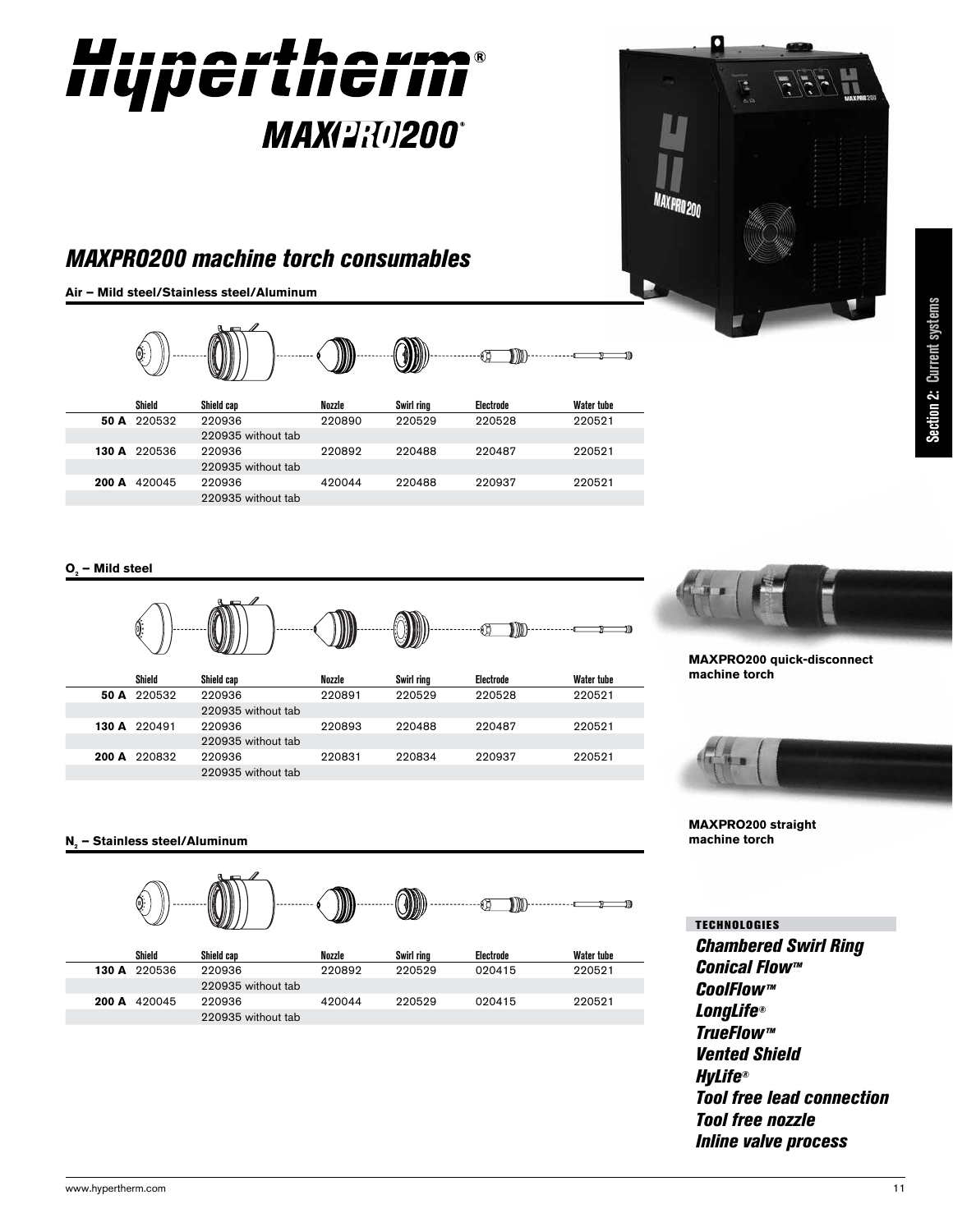# Hypertherm® MAXPRO200®

## MAXPRO200 machine torch consumables

### Air – Mild steel/Stainless steel/Aluminum

| | Shield | Shield cap | Nozzle | Swirl ring | Electrode | Water tube |
|---|---|---|---|---|---|---|
| **50 A** | 220532 | 220936 | 220890 | 220529 | 220528 | 220521 |
| | | 220935 without tab | | | | |
| **130 A** | 220536 | 220936 | 220892 | 220488 | 220487 | 220521 |
| | | 220935 without tab | | | | |
| **200 A** | 420045 | 220936 | 420044 | 220488 | 220937 | 220521 |
| | | 220935 without tab | | | | |

### $O_2$ – Mild steel

| | Shield | Shield cap | Nozzle | Swirl ring | Electrode | Water tube |
|---|---|---|---|---|---|---|
| **50 A** | 220532 | 220936 | 220891 | 220529 | 220528 | 220521 |
| | | 220935 without tab | | | | |
| **130 A** | 220491 | 220936 | 220893 | 220488 | 220487 | 220521 |
| | | 220935 without tab | | | | |
| **200 A** | 220832 | 220936 | 220831 | 220834 | 220937 | 220521 |
| | | 220935 without tab | | | | |

### $N_2$ – Stainless steel/Aluminum

| | Shield | Shield cap | Nozzle | Swirl ring | Electrode | Water tube |
|---|---|---|---|---|---|---|
| **130 A** | 220536 | 220936 | 220892 | 220529 | 020415 | 220521 |
| | | 220935 without tab | | | | |
| **200 A** | 420045 | 220936 | 420044 | 220529 | 020415 | 220521 |
| | | 220935 without tab | | | | |

**MAXPRO200 quick-disconnect machine torch**

**MAXPRO200 straight machine torch**

**TECHNOLOGIES**

*Chambered Swirl Ring*
*Conical Flow™*
*CoolFlow™*
*LongLife®*
*TrueFlow™*
*Vented Shield*
*HyLife®*
*Tool free lead connection*
*Tool free nozzle*
*Inline valve process*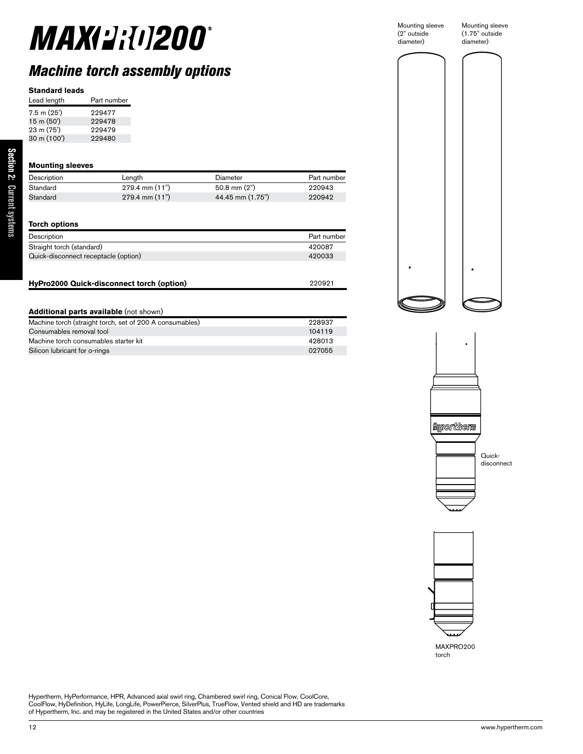# MAXPRO200®

## Machine torch assembly options

### Standard leads

| Lead length | Part number |
|---|---|
| 7.5 m (25') | 229477 |
| 15 m (50') | 229478 |
| 23 m (75') | 229479 |
| 30 m (100') | 229480 |

### Mounting sleeves

| Description | Length | Diameter | Part number |
|---|---|---|---|
| Standard | 279.4 mm (11") | 50.8 mm (2") | 220943 |
| Standard | 279.4 mm (11") | 44.45 mm (1.75") | 220942 |

### Torch options

| Description | Part number |
|---|---|
| Straight torch (standard) | 420087 |
| Quick-disconnect receptacle (option) | 420033 |

**HyPro2000 Quick-disconnect torch (option)** 220921

### Additional parts available (not shown)

| | |
|---|---|
| Machine torch (straight torch, set of 200 A consumables) | 228937 |
| Consumables removal tool | 104119 |
| Machine torch consumables starter kit | 428013 |
| Silicon lubricant for o-rings | 027055 |

Mounting sleeve (2" outside diameter)

Mounting sleeve (1.75" outside diameter)

Quick-disconnect

MAXPRO200 torch

Hypertherm, HyPerformance, HPR, Advanced axial swirl ring, Chambered swirl ring, Conical Flow, CoolCore, CoolFlow, HyDefinition, HyLife, LongLife, PowerPierce, SilverPlus, TrueFlow, Vented shield and HD are trademarks of Hypertherm, Inc. and may be registered in the United States and/or other countries